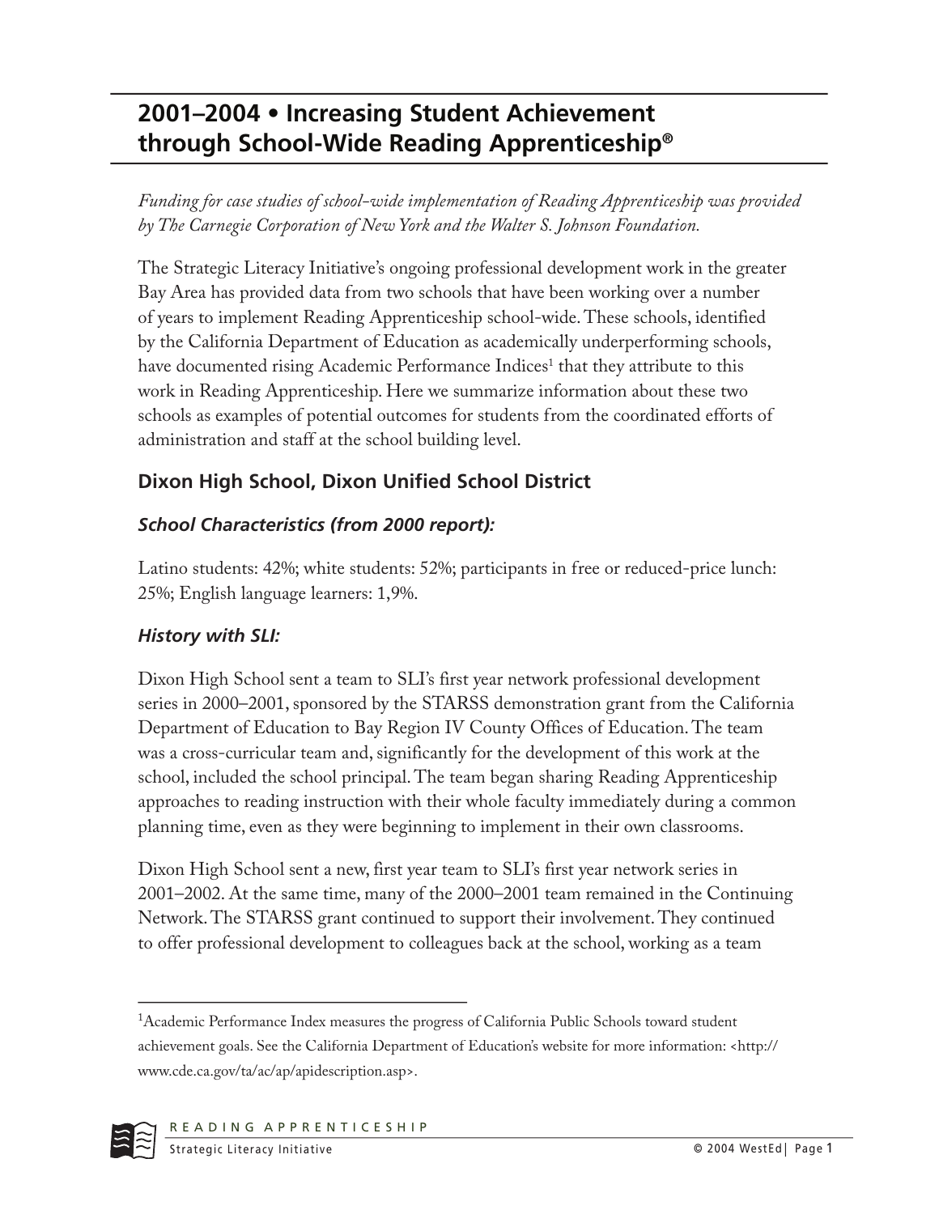# 2001–2004 • Increasing Student Achievement through School-Wide Reading Apprenticeship®

*Funding for case studies of school-wide implementation of Reading Apprenticeship was provided by The Carnegie Corporation of New York and the Walter S. Johnson Foundation.*

The Strategic Literacy Initiative's ongoing professional development work in the greater Bay Area has provided data from two schools that have been working over a number of years to implement Reading Apprenticeship school-wide. These schools, identified by the California Department of Education as academically underperforming schools, have documented rising Academic Performance Indices[1] that they attribute to this work in Reading Apprenticeship. Here we summarize information about these two schools as examples of potential outcomes for students from the coordinated efforts of administration and staff at the school building level.

## Dixon High School, Dixon Unified School District

### *School Characteristics (from 2000 report):*

Latino students: 42%; white students: 52%; participants in free or reduced-price lunch: 25%; English language learners: 1,9%.

### *History with SLI:*

Dixon High School sent a team to SLI's first year network professional development series in 2000–2001, sponsored by the STARSS demonstration grant from the California Department of Education to Bay Region IV County Offices of Education. The team was a cross-curricular team and, significantly for the development of this work at the school, included the school principal. The team began sharing Reading Apprenticeship approaches to reading instruction with their whole faculty immediately during a common planning time, even as they were beginning to implement in their own classrooms.

Dixon High School sent a new, first year team to SLI's first year network series in 2001–2002. At the same time, many of the 2000–2001 team remained in the Continuing Network. The STARSS grant continued to support their involvement. They continued to offer professional development to colleagues back at the school, working as a team

---

[1] Academic Performance Index measures the progress of California Public Schools toward student achievement goals. See the California Department of Education's website for more information: <http://www.cde.ca.gov/ta/ac/ap/apidescription.asp>.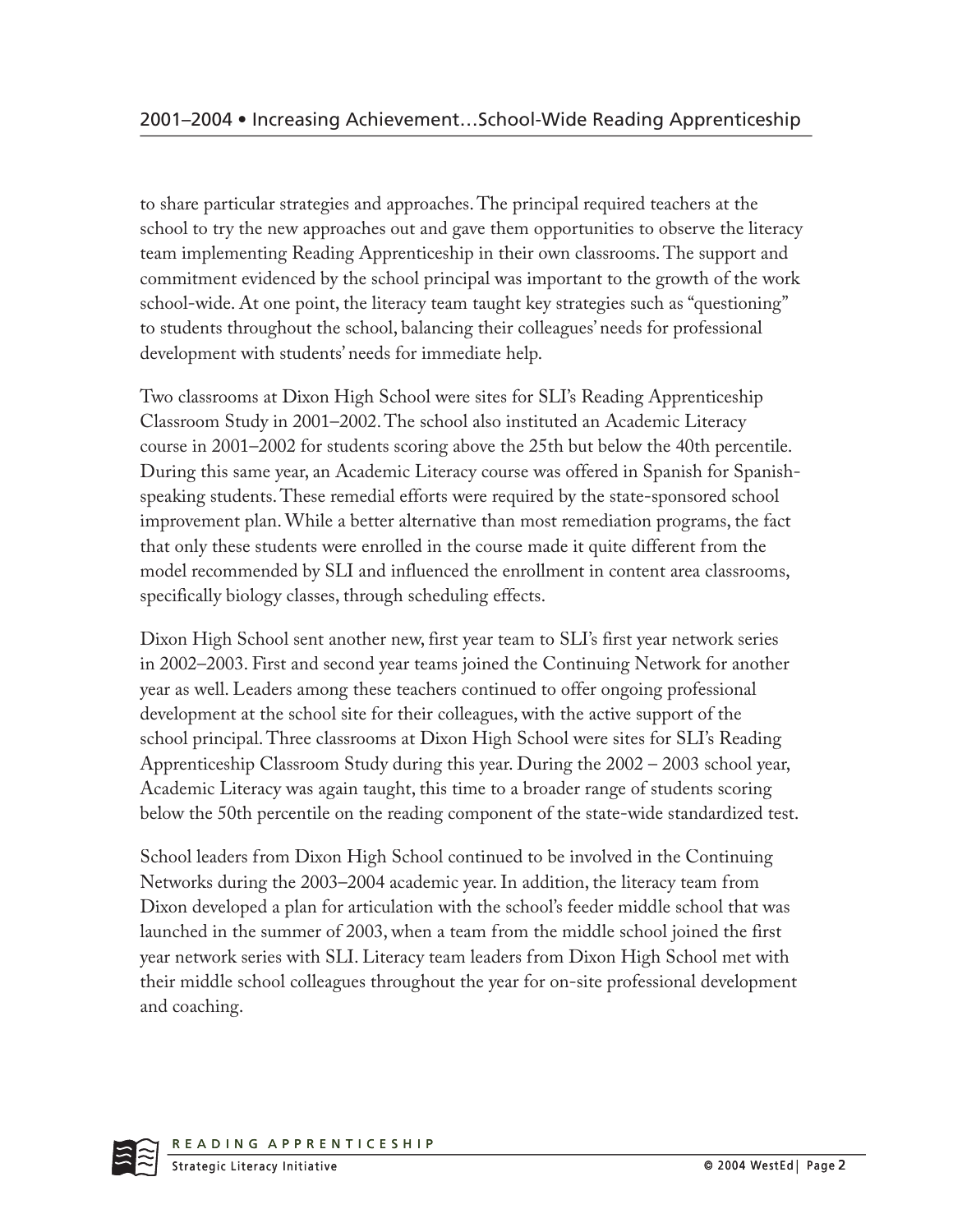to share particular strategies and approaches. The principal required teachers at the school to try the new approaches out and gave them opportunities to observe the literacy team implementing Reading Apprenticeship in their own classrooms. The support and commitment evidenced by the school principal was important to the growth of the work school-wide. At one point, the literacy team taught key strategies such as "questioning" to students throughout the school, balancing their colleagues' needs for professional development with students' needs for immediate help.

Two classrooms at Dixon High School were sites for SLI's Reading Apprenticeship Classroom Study in 2001–2002. The school also instituted an Academic Literacy course in 2001–2002 for students scoring above the 25th but below the 40th percentile. During this same year, an Academic Literacy course was offered in Spanish for Spanish-speaking students. These remedial efforts were required by the state-sponsored school improvement plan. While a better alternative than most remediation programs, the fact that only these students were enrolled in the course made it quite different from the model recommended by SLI and influenced the enrollment in content area classrooms, specifically biology classes, through scheduling effects.

Dixon High School sent another new, first year team to SLI's first year network series in 2002–2003. First and second year teams joined the Continuing Network for another year as well. Leaders among these teachers continued to offer ongoing professional development at the school site for their colleagues, with the active support of the school principal. Three classrooms at Dixon High School were sites for SLI's Reading Apprenticeship Classroom Study during this year. During the 2002 – 2003 school year, Academic Literacy was again taught, this time to a broader range of students scoring below the 50th percentile on the reading component of the state-wide standardized test.

School leaders from Dixon High School continued to be involved in the Continuing Networks during the 2003–2004 academic year. In addition, the literacy team from Dixon developed a plan for articulation with the school's feeder middle school that was launched in the summer of 2003, when a team from the middle school joined the first year network series with SLI. Literacy team leaders from Dixon High School met with their middle school colleagues throughout the year for on-site professional development and coaching.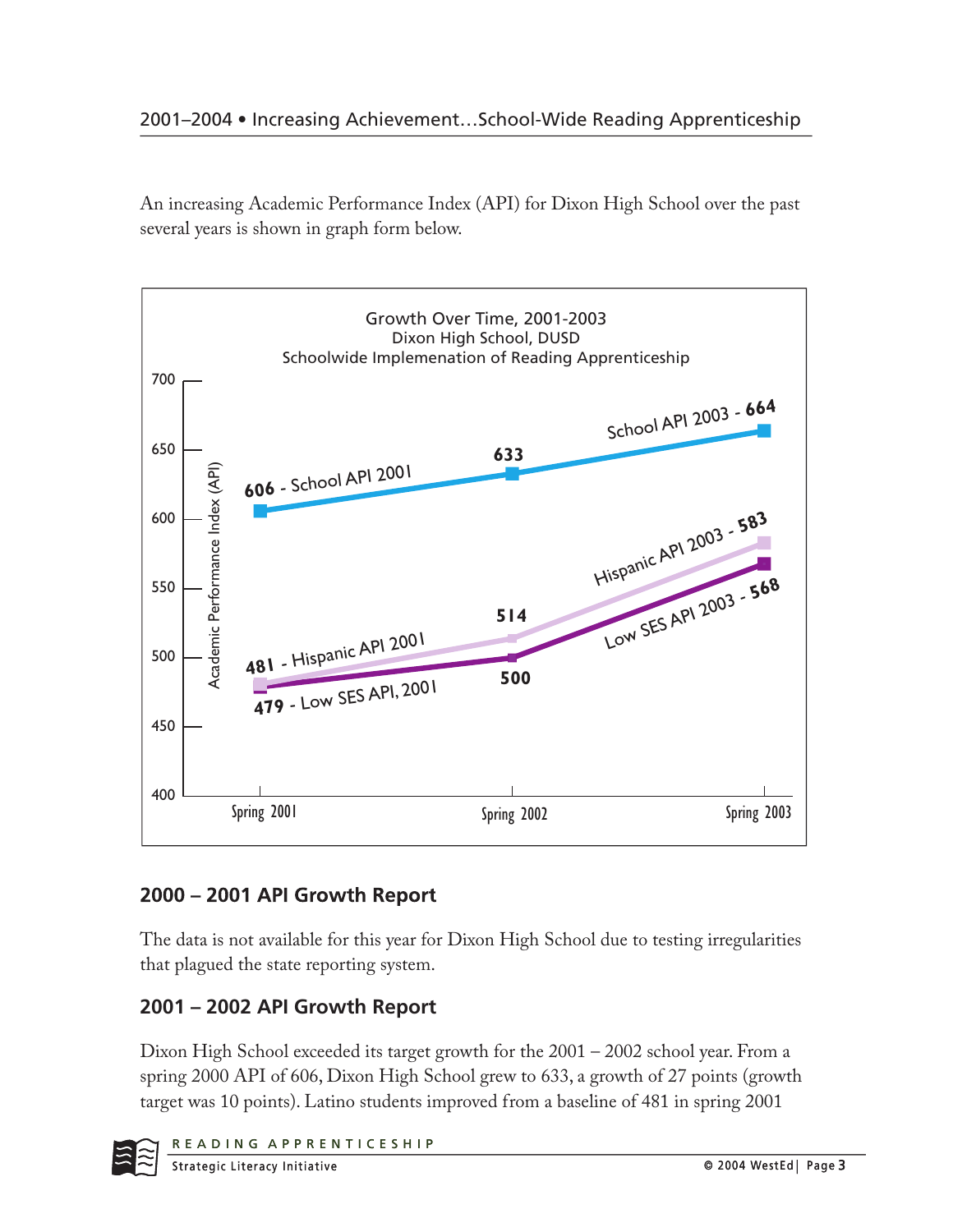An increasing Academic Performance Index (API) for Dixon High School over the past several years is shown in graph form below.

Growth Over Time, 2001-2003
Dixon High School, DUSD
Schoolwide Implemenation of Reading Apprenticeship

| | Spring 2001 | Spring 2002 | Spring 2003 |
|---|---|---|---|
| School API | 606 | 633 | 664 |
| Hispanic API | 481 | 514 | 583 |
| Low SES API | 479 | 500 | 568 |

## 2000 – 2001 API Growth Report

The data is not available for this year for Dixon High School due to testing irregularities that plagued the state reporting system.

## 2001 – 2002 API Growth Report

Dixon High School exceeded its target growth for the 2001 – 2002 school year. From a spring 2000 API of 606, Dixon High School grew to 633, a growth of 27 points (growth target was 10 points). Latino students improved from a baseline of 481 in spring 2001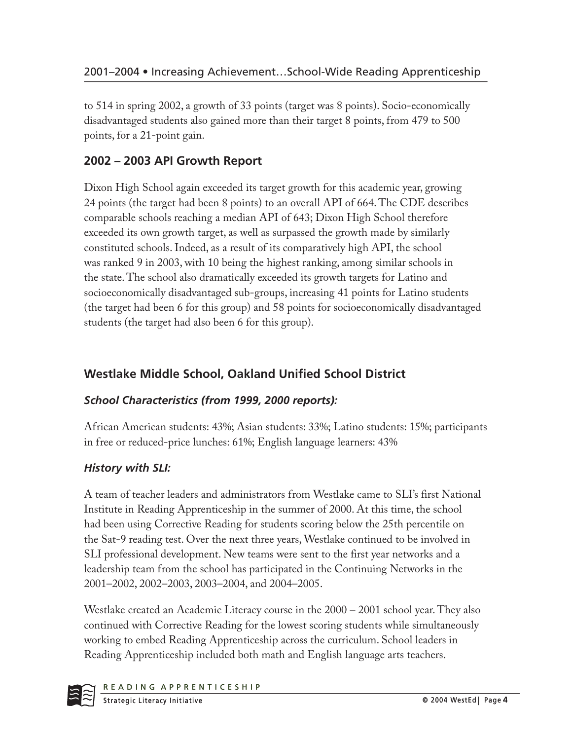to 514 in spring 2002, a growth of 33 points (target was 8 points). Socio-economically disadvantaged students also gained more than their target 8 points, from 479 to 500 points, for a 21-point gain.

### 2002 – 2003 API Growth Report

Dixon High School again exceeded its target growth for this academic year, growing 24 points (the target had been 8 points) to an overall API of 664. The CDE describes comparable schools reaching a median API of 643; Dixon High School therefore exceeded its own growth target, as well as surpassed the growth made by similarly constituted schools. Indeed, as a result of its comparatively high API, the school was ranked 9 in 2003, with 10 being the highest ranking, among similar schools in the state. The school also dramatically exceeded its growth targets for Latino and socioeconomically disadvantaged sub-groups, increasing 41 points for Latino students (the target had been 6 for this group) and 58 points for socioeconomically disadvantaged students (the target had also been 6 for this group).

## Westlake Middle School, Oakland Unified School District

### *School Characteristics (from 1999, 2000 reports):*

African American students: 43%; Asian students: 33%; Latino students: 15%; participants in free or reduced-price lunches: 61%; English language learners: 43%

### *History with SLI:*

A team of teacher leaders and administrators from Westlake came to SLI's first National Institute in Reading Apprenticeship in the summer of 2000. At this time, the school had been using Corrective Reading for students scoring below the 25th percentile on the Sat-9 reading test. Over the next three years, Westlake continued to be involved in SLI professional development. New teams were sent to the first year networks and a leadership team from the school has participated in the Continuing Networks in the 2001–2002, 2002–2003, 2003–2004, and 2004–2005.

Westlake created an Academic Literacy course in the 2000 – 2001 school year. They also continued with Corrective Reading for the lowest scoring students while simultaneously working to embed Reading Apprenticeship across the curriculum. School leaders in Reading Apprenticeship included both math and English language arts teachers.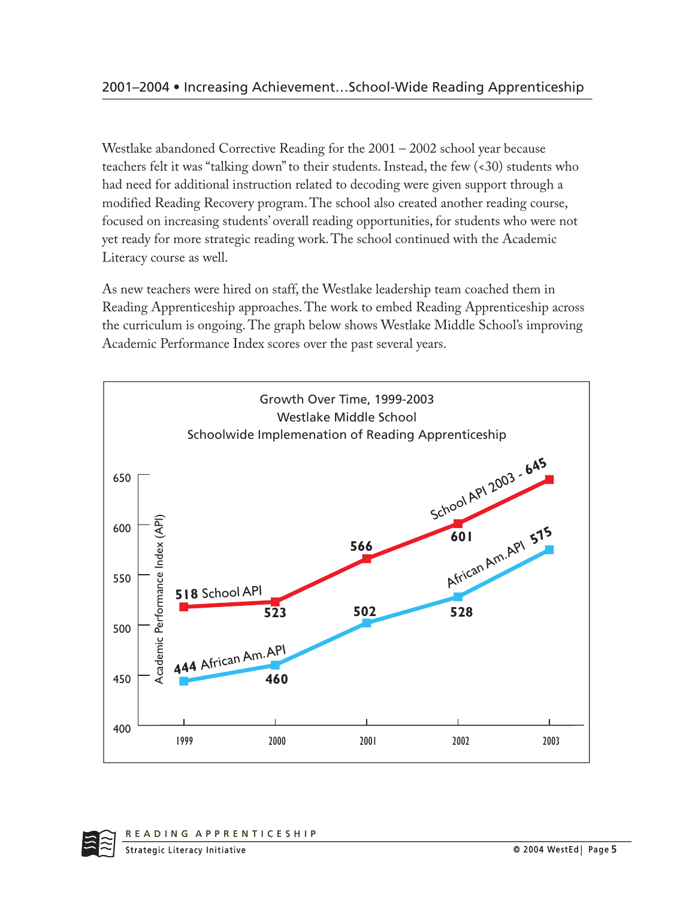## 2001–2004 • Increasing Achievement…School-Wide Reading Apprenticeship

Westlake abandoned Corrective Reading for the 2001 – 2002 school year because teachers felt it was "talking down" to their students. Instead, the few (<30) students who had need for additional instruction related to decoding were given support through a modified Reading Recovery program. The school also created another reading course, focused on increasing students' overall reading opportunities, for students who were not yet ready for more strategic reading work. The school continued with the Academic Literacy course as well.

As new teachers were hired on staff, the Westlake leadership team coached them in Reading Apprenticeship approaches. The work to embed Reading Apprenticeship across the curriculum is ongoing. The graph below shows Westlake Middle School's improving Academic Performance Index scores over the past several years.

**Growth Over Time, 1999-2003**
**Westlake Middle School**
**Schoolwide Implemenation of Reading Apprenticeship**

Academic Performance Index (API)

| Year | School API | African Am. API |
|---|---|---|
| 1999 | 518 | 444 |
| 2000 | 523 | 460 |
| 2001 | 566 | 502 |
| 2002 | 601 | 528 |
| 2003 | 645 | 575 |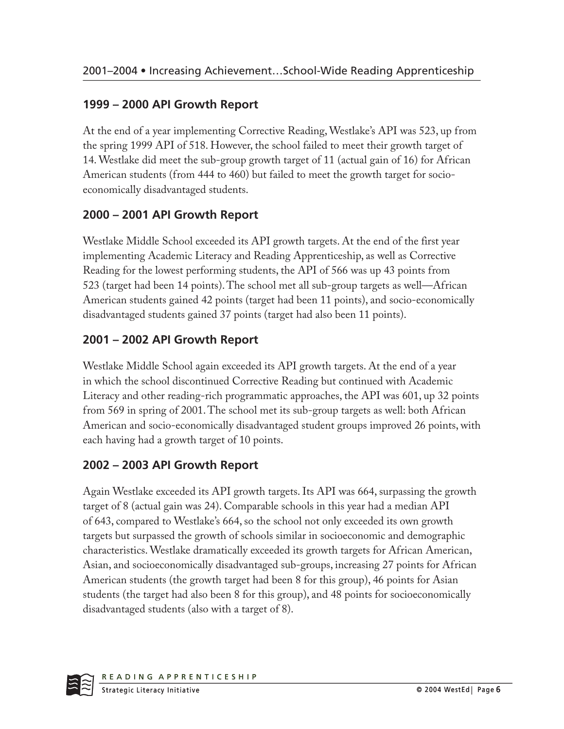## 1999 – 2000 API Growth Report

At the end of a year implementing Corrective Reading, Westlake's API was 523, up from the spring 1999 API of 518. However, the school failed to meet their growth target of 14. Westlake did meet the sub-group growth target of 11 (actual gain of 16) for African American students (from 444 to 460) but failed to meet the growth target for socio-economically disadvantaged students.

## 2000 – 2001 API Growth Report

Westlake Middle School exceeded its API growth targets. At the end of the first year implementing Academic Literacy and Reading Apprenticeship, as well as Corrective Reading for the lowest performing students, the API of 566 was up 43 points from 523 (target had been 14 points). The school met all sub-group targets as well—African American students gained 42 points (target had been 11 points), and socio-economically disadvantaged students gained 37 points (target had also been 11 points).

## 2001 – 2002 API Growth Report

Westlake Middle School again exceeded its API growth targets. At the end of a year in which the school discontinued Corrective Reading but continued with Academic Literacy and other reading-rich programmatic approaches, the API was 601, up 32 points from 569 in spring of 2001. The school met its sub-group targets as well: both African American and socio-economically disadvantaged student groups improved 26 points, with each having had a growth target of 10 points.

## 2002 – 2003 API Growth Report

Again Westlake exceeded its API growth targets. Its API was 664, surpassing the growth target of 8 (actual gain was 24). Comparable schools in this year had a median API of 643, compared to Westlake's 664, so the school not only exceeded its own growth targets but surpassed the growth of schools similar in socioeconomic and demographic characteristics. Westlake dramatically exceeded its growth targets for African American, Asian, and socioeconomically disadvantaged sub-groups, increasing 27 points for African American students (the growth target had been 8 for this group), 46 points for Asian students (the target had also been 8 for this group), and 48 points for socioeconomically disadvantaged students (also with a target of 8).